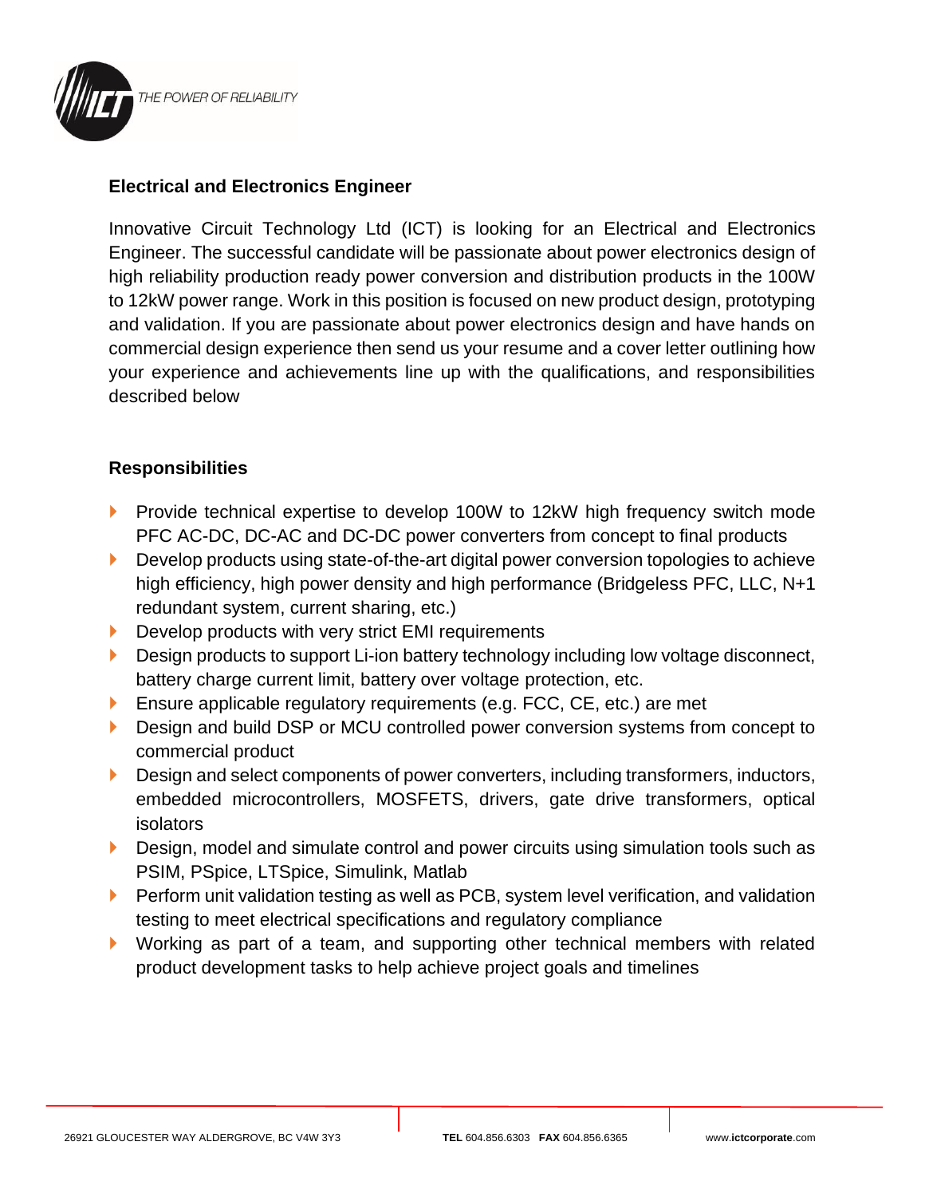THE POWER OF RELIABILITY

## Electrical and Electronics Engineer

Innovative Circuit Technology Ltd (ICT) is looking for an Electrical and Electronics Engineer. The successful candidate will be passionate about power electronics design of high reliability production ready power conversion and distribution products in the 100W to 12kW power range. Work in this position is focused on new product design, prototyping and validation. If you are passionate about power electronics design and have hands on commercial design experience then send us your resume and a cover letter outlining how your experience and achievements line up with the qualifications, and responsibilities described below

## Responsibilities

- Provide technical expertise to develop 100W to 12kW high frequency switch mode PFC AC-DC, DC-AC and DC-DC power converters from concept to final products
- Develop products using state-of-the-art digital power conversion topologies to achieve high efficiency, high power density and high performance (Bridgeless PFC, LLC, N+1 redundant system, current sharing, etc.)
- Develop products with very strict EMI requirements
- Design products to support Li-ion battery technology including low voltage disconnect, battery charge current limit, battery over voltage protection, etc.
- Ensure applicable regulatory requirements (e.g. FCC, CE, etc.) are met
- Design and build DSP or MCU controlled power conversion systems from concept to commercial product
- Design and select components of power converters, including transformers, inductors, embedded microcontrollers, MOSFETS, drivers, gate drive transformers, optical isolators
- Design, model and simulate control and power circuits using simulation tools such as PSIM, PSpice, LTSpice, Simulink, Matlab
- Perform unit validation testing as well as PCB, system level verification, and validation testing to meet electrical specifications and regulatory compliance
- Working as part of a team, and supporting other technical members with related product development tasks to help achieve project goals and timelines

26921 GLOUCESTER WAY ALDERGROVE, BC V4W 3Y3 | **TEL** 604.856.6303 **FAX** 604.856.6365 | www.**ictcorporate**.com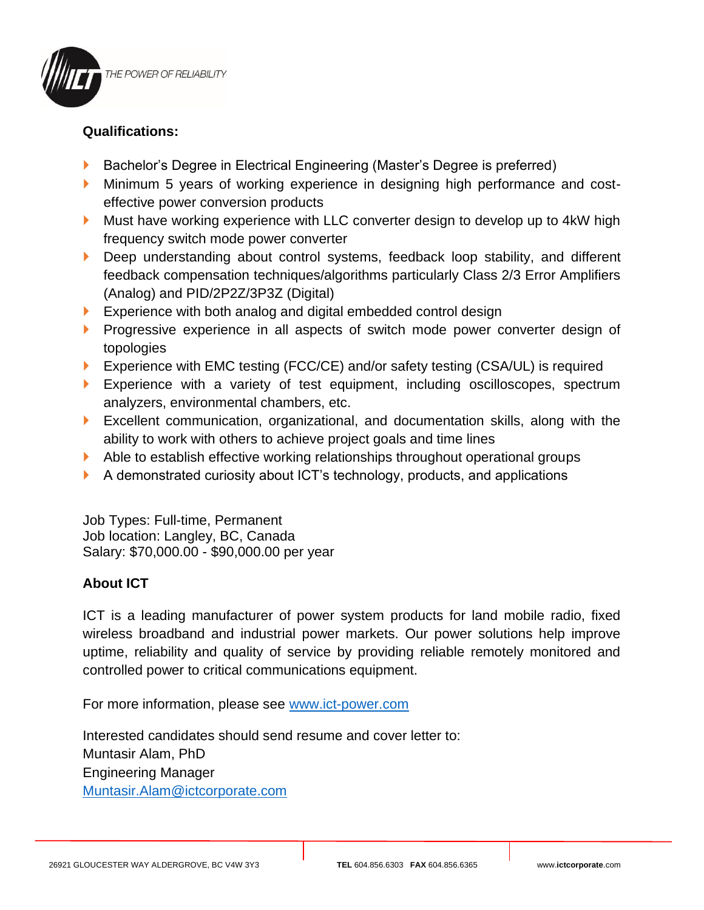**Qualifications:**

- Bachelor's Degree in Electrical Engineering (Master's Degree is preferred)
- Minimum 5 years of working experience in designing high performance and cost-effective power conversion products
- Must have working experience with LLC converter design to develop up to 4kW high frequency switch mode power converter
- Deep understanding about control systems, feedback loop stability, and different feedback compensation techniques/algorithms particularly Class 2/3 Error Amplifiers (Analog) and PID/2P2Z/3P3Z (Digital)
- Experience with both analog and digital embedded control design
- Progressive experience in all aspects of switch mode power converter design of topologies
- Experience with EMC testing (FCC/CE) and/or safety testing (CSA/UL) is required
- Experience with a variety of test equipment, including oscilloscopes, spectrum analyzers, environmental chambers, etc.
- Excellent communication, organizational, and documentation skills, along with the ability to work with others to achieve project goals and time lines
- Able to establish effective working relationships throughout operational groups
- A demonstrated curiosity about ICT's technology, products, and applications

Job Types: Full-time, Permanent
Job location: Langley, BC, Canada
Salary: $70,000.00 - $90,000.00 per year

**About ICT**

ICT is a leading manufacturer of power system products for land mobile radio, fixed wireless broadband and industrial power markets. Our power solutions help improve uptime, reliability and quality of service by providing reliable remotely monitored and controlled power to critical communications equipment.

For more information, please see www.ict-power.com

Interested candidates should send resume and cover letter to:
Muntasir Alam, PhD
Engineering Manager
Muntasir.Alam@ictcorporate.com